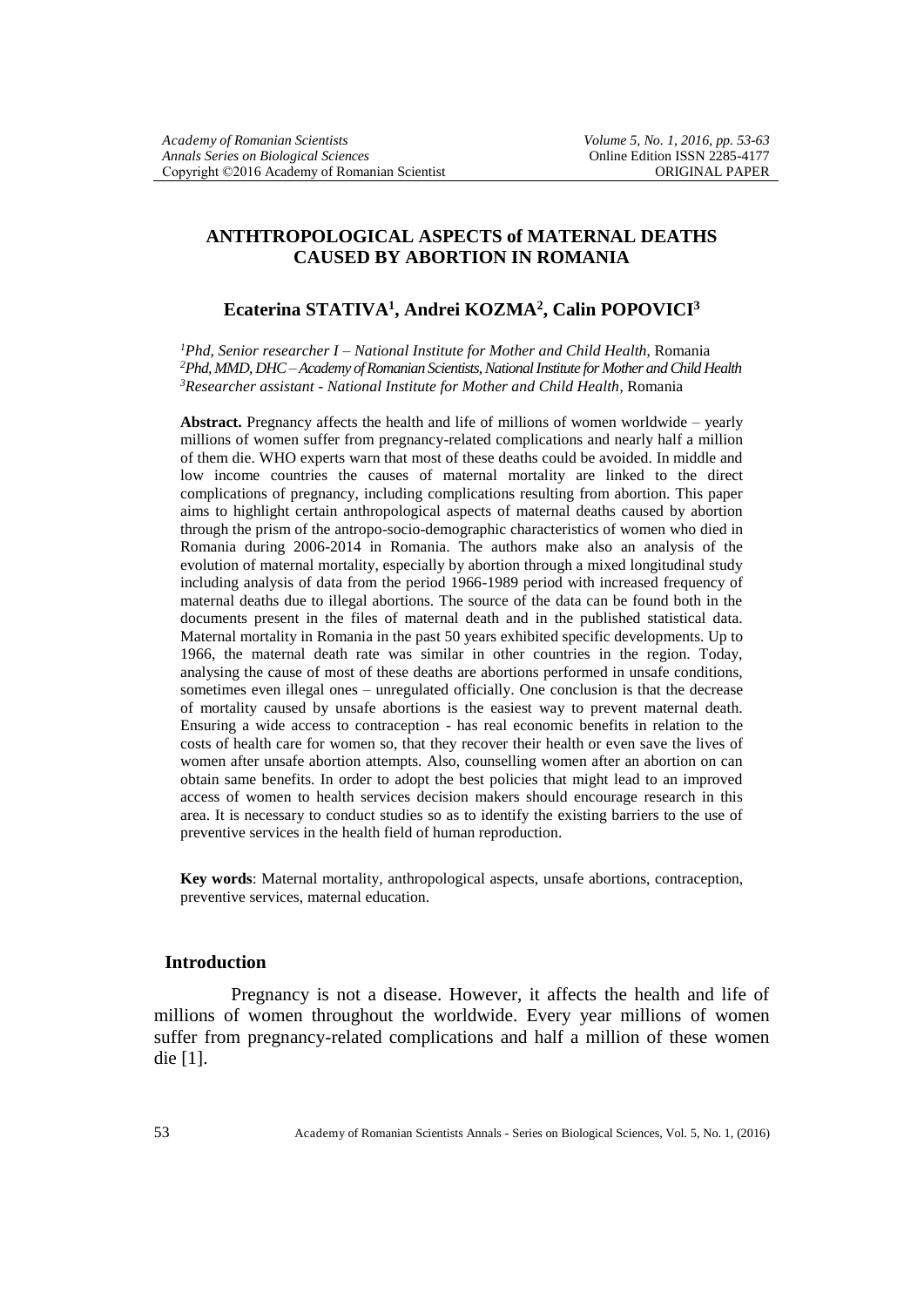# ANTHTROPOLOGICAL ASPECTS of MATERNAL DEATHS CAUSED BY ABORTION IN ROMANIA

**Ecaterina STATIVA[1], Andrei KOZMA[2], Calin POPOVICI[3]**

[1] *Phd, Senior researcher I – National Institute for Mother and Child Health,* Romania
[2] *Phd, MMD, DHC – Academy of Romanian Scientists, National Institute for Mother and Child Health*
[3] *Researcher assistant - National Institute for Mother and Child Health,* Romania

**Abstract.** Pregnancy affects the health and life of millions of women worldwide – yearly millions of women suffer from pregnancy-related complications and nearly half a million of them die. WHO experts warn that most of these deaths could be avoided. In middle and low income countries the causes of maternal mortality are linked to the direct complications of pregnancy, including complications resulting from abortion. This paper aims to highlight certain anthropological aspects of maternal deaths caused by abortion through the prism of the antropo-socio-demographic characteristics of women who died in Romania during 2006-2014 in Romania. The authors make also an analysis of the evolution of maternal mortality, especially by abortion through a mixed longitudinal study including analysis of data from the period 1966-1989 period with increased frequency of maternal deaths due to illegal abortions. The source of the data can be found both in the documents present in the files of maternal death and in the published statistical data. Maternal mortality in Romania in the past 50 years exhibited specific developments. Up to 1966, the maternal death rate was similar in other countries in the region. Today, analysing the cause of most of these deaths are abortions performed in unsafe conditions, sometimes even illegal ones – unregulated officially. One conclusion is that the decrease of mortality caused by unsafe abortions is the easiest way to prevent maternal death. Ensuring a wide access to contraception - has real economic benefits in relation to the costs of health care for women so, that they recover their health or even save the lives of women after unsafe abortion attempts. Also, counselling women after an abortion on can obtain same benefits. In order to adopt the best policies that might lead to an improved access of women to health services decision makers should encourage research in this area. It is necessary to conduct studies so as to identify the existing barriers to the use of preventive services in the health field of human reproduction.

**Key words**: Maternal mortality, anthropological aspects, unsafe abortions, contraception, preventive services, maternal education.

## Introduction

Pregnancy is not a disease. However, it affects the health and life of millions of women throughout the worldwide. Every year millions of women suffer from pregnancy-related complications and half a million of these women die [1].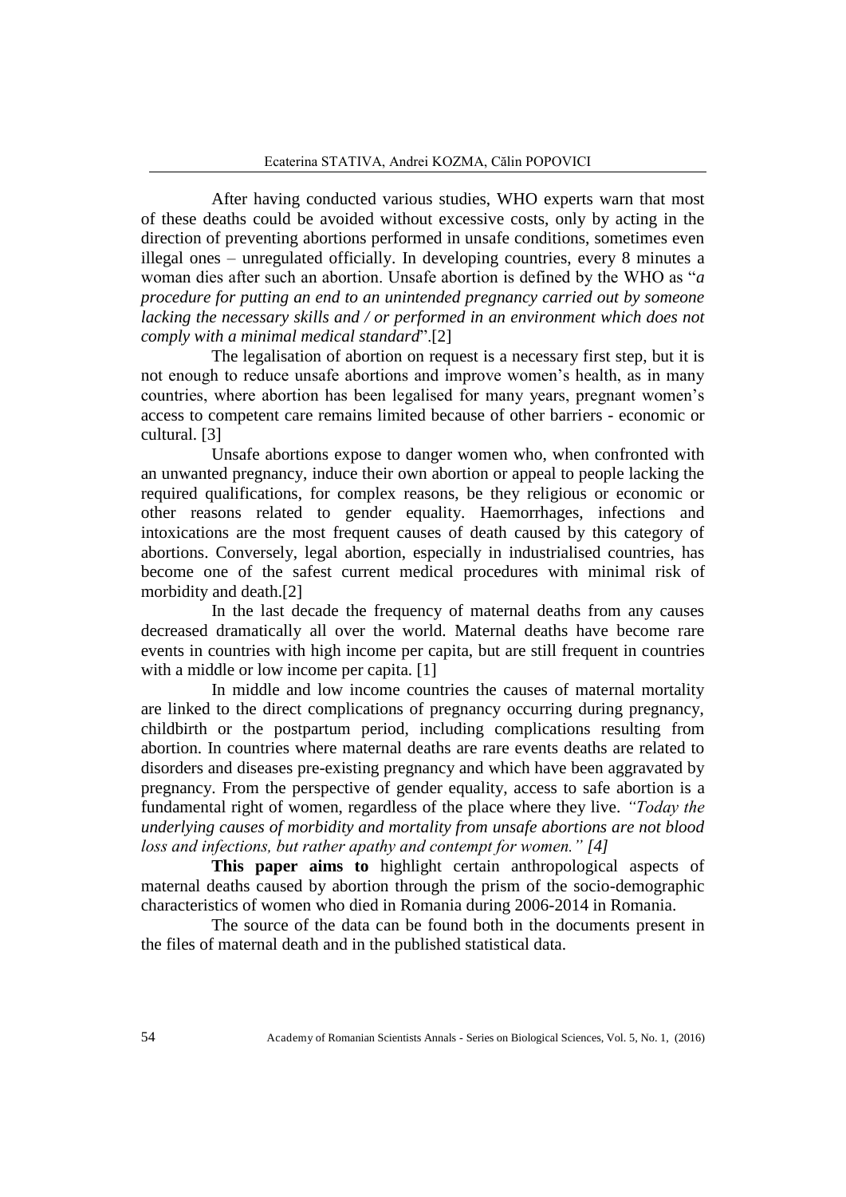After having conducted various studies, WHO experts warn that most of these deaths could be avoided without excessive costs, only by acting in the direction of preventing abortions performed in unsafe conditions, sometimes even illegal ones – unregulated officially. In developing countries, every 8 minutes a woman dies after such an abortion. Unsafe abortion is defined by the WHO as "*a procedure for putting an end to an unintended pregnancy carried out by someone lacking the necessary skills and / or performed in an environment which does not comply with a minimal medical standard*".[2]

The legalisation of abortion on request is a necessary first step, but it is not enough to reduce unsafe abortions and improve women's health, as in many countries, where abortion has been legalised for many years, pregnant women's access to competent care remains limited because of other barriers - economic or cultural. [3]

Unsafe abortions expose to danger women who, when confronted with an unwanted pregnancy, induce their own abortion or appeal to people lacking the required qualifications, for complex reasons, be they religious or economic or other reasons related to gender equality. Haemorrhages, infections and intoxications are the most frequent causes of death caused by this category of abortions. Conversely, legal abortion, especially in industrialised countries, has become one of the safest current medical procedures with minimal risk of morbidity and death.[2]

In the last decade the frequency of maternal deaths from any causes decreased dramatically all over the world. Maternal deaths have become rare events in countries with high income per capita, but are still frequent in countries with a middle or low income per capita. [1]

In middle and low income countries the causes of maternal mortality are linked to the direct complications of pregnancy occurring during pregnancy, childbirth or the postpartum period, including complications resulting from abortion. In countries where maternal deaths are rare events deaths are related to disorders and diseases pre-existing pregnancy and which have been aggravated by pregnancy. From the perspective of gender equality, access to safe abortion is a fundamental right of women, regardless of the place where they live. *"Today the underlying causes of morbidity and mortality from unsafe abortions are not blood loss and infections, but rather apathy and contempt for women." [4]*

**This paper aims to** highlight certain anthropological aspects of maternal deaths caused by abortion through the prism of the socio-demographic characteristics of women who died in Romania during 2006-2014 in Romania.

The source of the data can be found both in the documents present in the files of maternal death and in the published statistical data.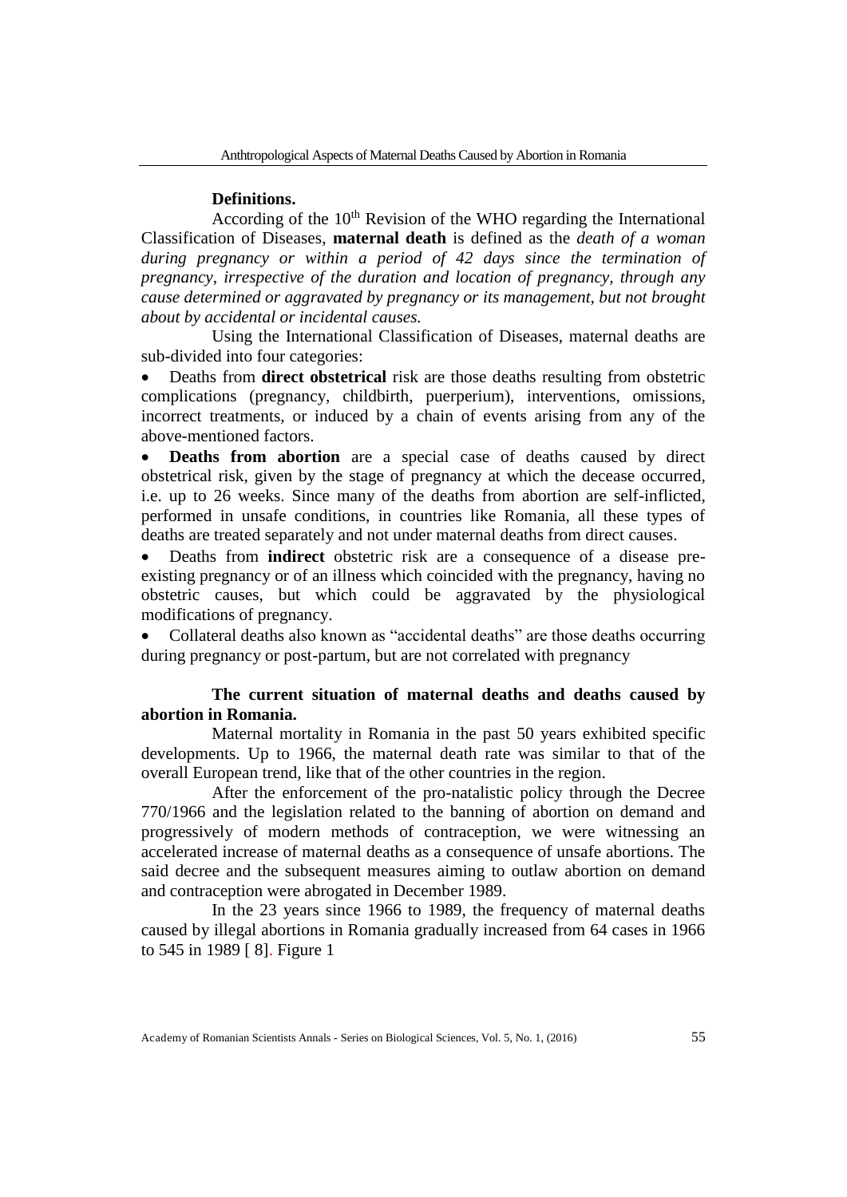**Definitions.**

According of the 10th Revision of the WHO regarding the International Classification of Diseases, **maternal death** is defined as the *death of a woman during pregnancy or within a period of 42 days since the termination of pregnancy, irrespective of the duration and location of pregnancy, through any cause determined or aggravated by pregnancy or its management, but not brought about by accidental or incidental causes.*

Using the International Classification of Diseases, maternal deaths are sub-divided into four categories:

- Deaths from **direct obstetrical** risk are those deaths resulting from obstetric complications (pregnancy, childbirth, puerperium), interventions, omissions, incorrect treatments, or induced by a chain of events arising from any of the above-mentioned factors.
- **Deaths from abortion** are a special case of deaths caused by direct obstetrical risk, given by the stage of pregnancy at which the decease occurred, i.e. up to 26 weeks. Since many of the deaths from abortion are self-inflicted, performed in unsafe conditions, in countries like Romania, all these types of deaths are treated separately and not under maternal deaths from direct causes.
- Deaths from **indirect** obstetric risk are a consequence of a disease pre-existing pregnancy or of an illness which coincided with the pregnancy, having no obstetric causes, but which could be aggravated by the physiological modifications of pregnancy.
- Collateral deaths also known as "accidental deaths" are those deaths occurring during pregnancy or post-partum, but are not correlated with pregnancy

**The current situation of maternal deaths and deaths caused by abortion in Romania.**

Maternal mortality in Romania in the past 50 years exhibited specific developments. Up to 1966, the maternal death rate was similar to that of the overall European trend, like that of the other countries in the region.

After the enforcement of the pro-natalistic policy through the Decree 770/1966 and the legislation related to the banning of abortion on demand and progressively of modern methods of contraception, we were witnessing an accelerated increase of maternal deaths as a consequence of unsafe abortions. The said decree and the subsequent measures aiming to outlaw abortion on demand and contraception were abrogated in December 1989.

In the 23 years since 1966 to 1989, the frequency of maternal deaths caused by illegal abortions in Romania gradually increased from 64 cases in 1966 to 545 in 1989 [ 8]. Figure 1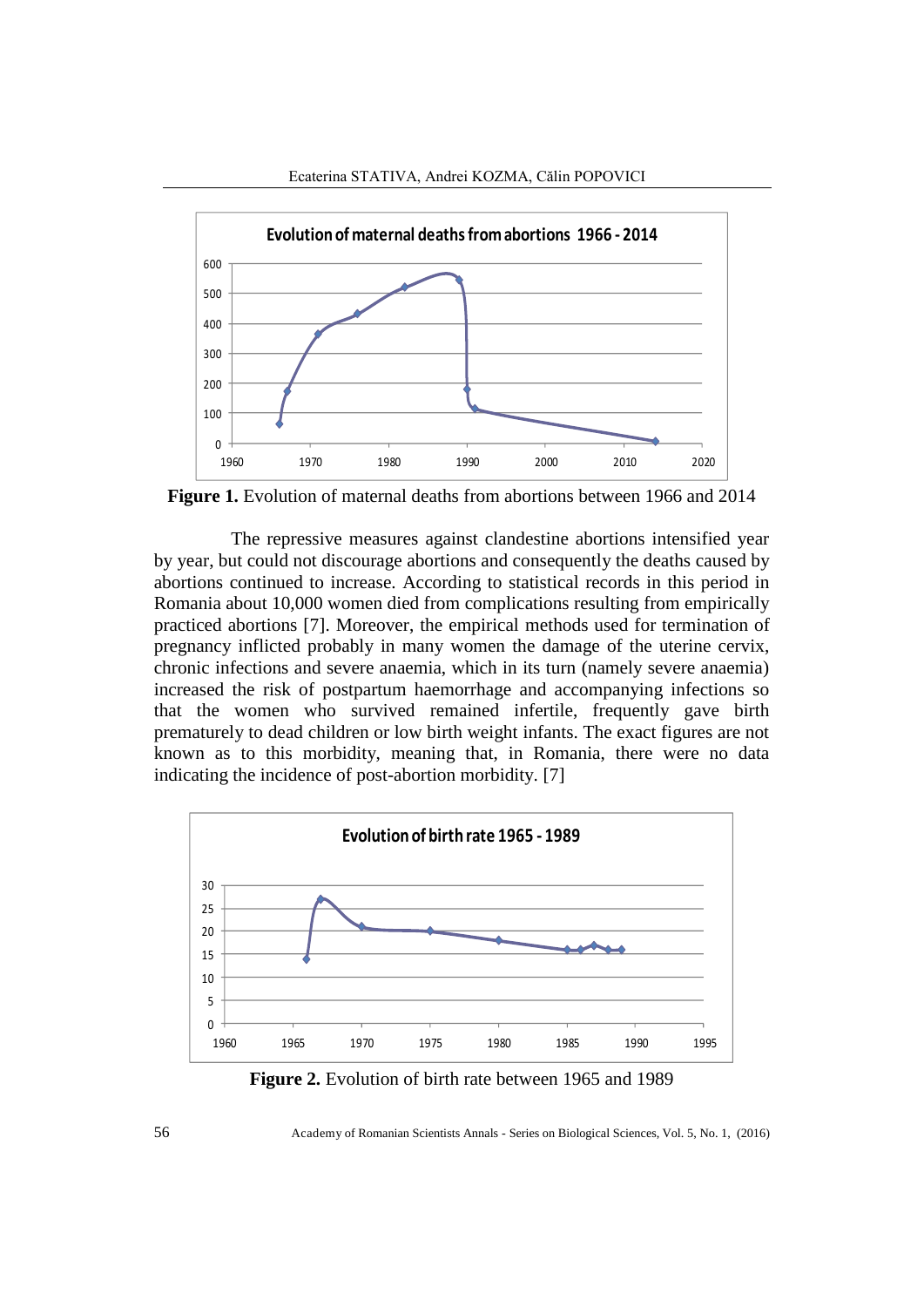**Figure 1.** Evolution of maternal deaths from abortions between 1966 and 2014

The repressive measures against clandestine abortions intensified year by year, but could not discourage abortions and consequently the deaths caused by abortions continued to increase. According to statistical records in this period in Romania about 10,000 women died from complications resulting from empirically practiced abortions [7]. Moreover, the empirical methods used for termination of pregnancy inflicted probably in many women the damage of the uterine cervix, chronic infections and severe anaemia, which in its turn (namely severe anaemia) increased the risk of postpartum haemorrhage and accompanying infections so that the women who survived remained infertile, frequently gave birth prematurely to dead children or low birth weight infants. The exact figures are not known as to this morbidity, meaning that, in Romania, there were no data indicating the incidence of post-abortion morbidity. [7]

**Figure 2.** Evolution of birth rate between 1965 and 1989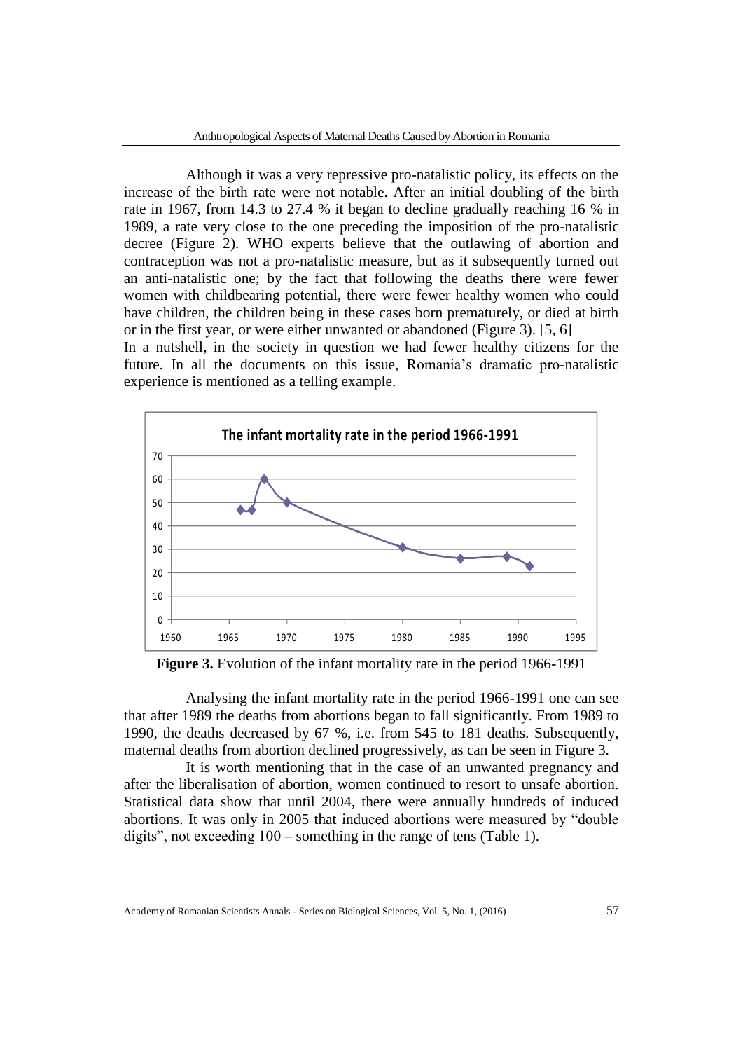Although it was a very repressive pro-natalistic policy, its effects on the increase of the birth rate were not notable. After an initial doubling of the birth rate in 1967, from 14.3 to 27.4 % it began to decline gradually reaching 16 % in 1989, a rate very close to the one preceding the imposition of the pro-natalistic decree (Figure 2). WHO experts believe that the outlawing of abortion and contraception was not a pro-natalistic measure, but as it subsequently turned out an anti-natalistic one; by the fact that following the deaths there were fewer women with childbearing potential, there were fewer healthy women who could have children, the children being in these cases born prematurely, or died at birth or in the first year, or were either unwanted or abandoned (Figure 3). [5, 6]

In a nutshell, in the society in question we had fewer healthy citizens for the future. In all the documents on this issue, Romania's dramatic pro-natalistic experience is mentioned as a telling example.

**Figure 3.** Evolution of the infant mortality rate in the period 1966-1991

Analysing the infant mortality rate in the period 1966-1991 one can see that after 1989 the deaths from abortions began to fall significantly. From 1989 to 1990, the deaths decreased by 67 %, i.e. from 545 to 181 deaths. Subsequently, maternal deaths from abortion declined progressively, as can be seen in Figure 3.

It is worth mentioning that in the case of an unwanted pregnancy and after the liberalisation of abortion, women continued to resort to unsafe abortion. Statistical data show that until 2004, there were annually hundreds of induced abortions. It was only in 2005 that induced abortions were measured by "double digits", not exceeding 100 – something in the range of tens (Table 1).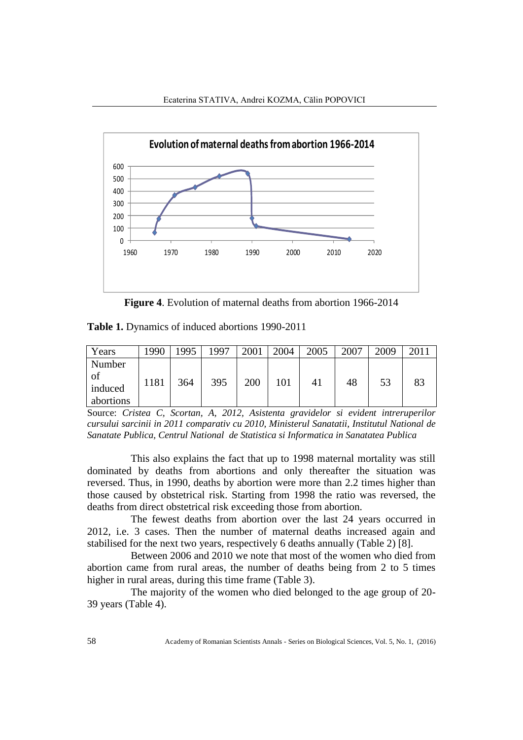**Figure 4**. Evolution of maternal deaths from abortion 1966-2014

**Table 1.** Dynamics of induced abortions 1990-2011

| Years | 1990 | 1995 | 1997 | 2001 | 2004 | 2005 | 2007 | 2009 | 2011 |
|---|---|---|---|---|---|---|---|---|---|
| Number of induced abortions | 1181 | 364 | 395 | 200 | 101 | 41 | 48 | 53 | 83 |

Source: *Cristea C, Scortan, A, 2012, Asistenta gravidelor si evident intreruperilor cursului sarcinii in 2011 comparativ cu 2010, Ministerul Sanatatii, Institutul National de Sanatate Publica, Centrul National de Statistica si Informatica in Sanatatea Publica*

This also explains the fact that up to 1998 maternal mortality was still dominated by deaths from abortions and only thereafter the situation was reversed. Thus, in 1990, deaths by abortion were more than 2.2 times higher than those caused by obstetrical risk. Starting from 1998 the ratio was reversed, the deaths from direct obstetrical risk exceeding those from abortion.

The fewest deaths from abortion over the last 24 years occurred in 2012, i.e. 3 cases. Then the number of maternal deaths increased again and stabilised for the next two years, respectively 6 deaths annually (Table 2) [8].

Between 2006 and 2010 we note that most of the women who died from abortion came from rural areas, the number of deaths being from 2 to 5 times higher in rural areas, during this time frame (Table 3).

The majority of the women who died belonged to the age group of 20-39 years (Table 4).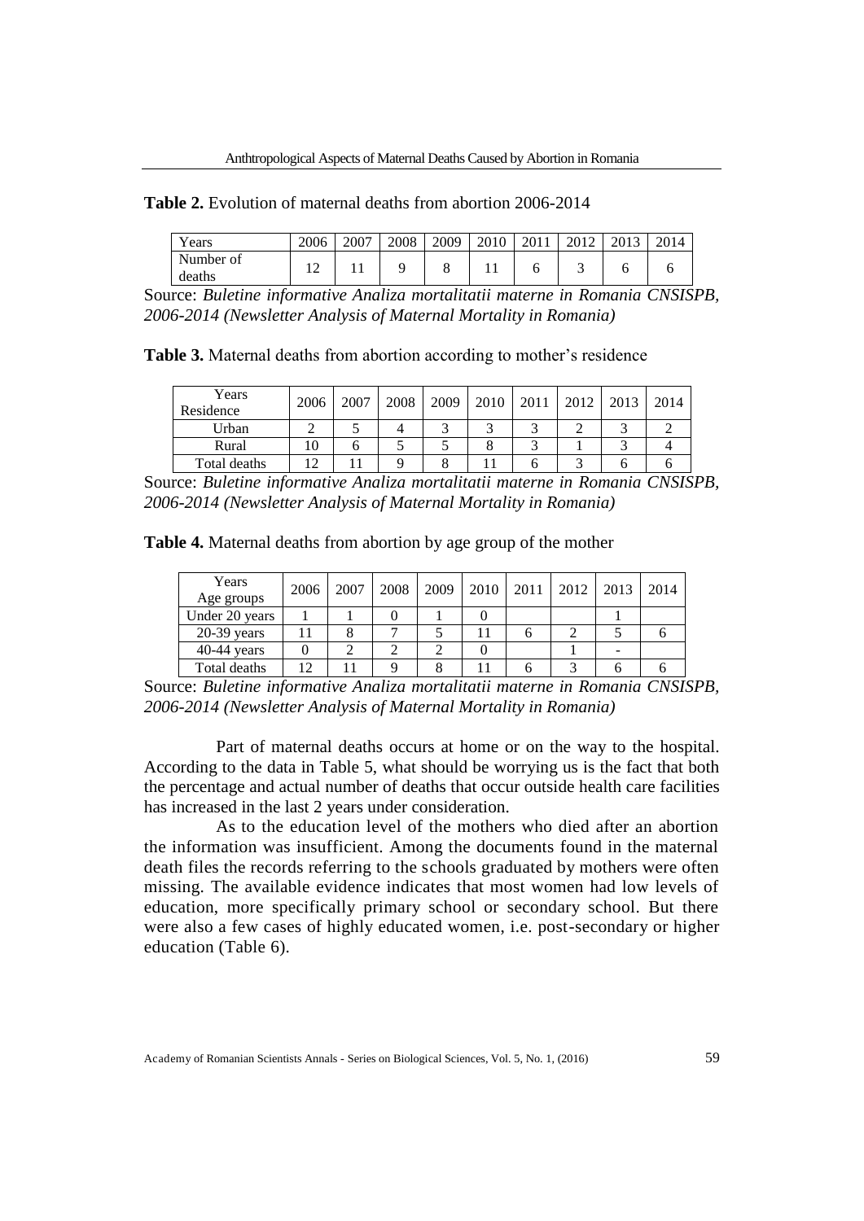**Table 2.** Evolution of maternal deaths from abortion 2006-2014

| Years | 2006 | 2007 | 2008 | 2009 | 2010 | 2011 | 2012 | 2013 | 2014 |
|---|---|---|---|---|---|---|---|---|---|
| Number of deaths | 12 | 11 | 9 | 8 | 11 | 6 | 3 | 6 | 6 |

Source: *Buletine informative Analiza mortalitatii materne in Romania CNSISPB, 2006-2014 (Newsletter Analysis of Maternal Mortality in Romania)*

**Table 3.** Maternal deaths from abortion according to mother's residence

| Years / Residence | 2006 | 2007 | 2008 | 2009 | 2010 | 2011 | 2012 | 2013 | 2014 |
|---|---|---|---|---|---|---|---|---|---|
| Urban | 2 | 5 | 4 | 3 | 3 | 3 | 2 | 3 | 2 |
| Rural | 10 | 6 | 5 | 5 | 8 | 3 | 1 | 3 | 4 |
| Total deaths | 12 | 11 | 9 | 8 | 11 | 6 | 3 | 6 | 6 |

Source: *Buletine informative Analiza mortalitatii materne in Romania CNSISPB, 2006-2014 (Newsletter Analysis of Maternal Mortality in Romania)*

**Table 4.** Maternal deaths from abortion by age group of the mother

| Years / Age groups | 2006 | 2007 | 2008 | 2009 | 2010 | 2011 | 2012 | 2013 | 2014 |
|---|---|---|---|---|---|---|---|---|---|
| Under 20 years | 1 | 1 | 0 | 1 | 0 | | | 1 | |
| 20-39 years | 11 | 8 | 7 | 5 | 11 | 6 | 2 | 5 | 6 |
| 40-44 years | 0 | 2 | 2 | 2 | 0 | | 1 | - | |
| Total deaths | 12 | 11 | 9 | 8 | 11 | 6 | 3 | 6 | 6 |

Source: *Buletine informative Analiza mortalitatii materne in Romania CNSISPB, 2006-2014 (Newsletter Analysis of Maternal Mortality in Romania)*

Part of maternal deaths occurs at home or on the way to the hospital. According to the data in Table 5, what should be worrying us is the fact that both the percentage and actual number of deaths that occur outside health care facilities has increased in the last 2 years under consideration.

As to the education level of the mothers who died after an abortion the information was insufficient. Among the documents found in the maternal death files the records referring to the schools graduated by mothers were often missing. The available evidence indicates that most women had low levels of education, more specifically primary school or secondary school. But there were also a few cases of highly educated women, i.e. post-secondary or higher education (Table 6).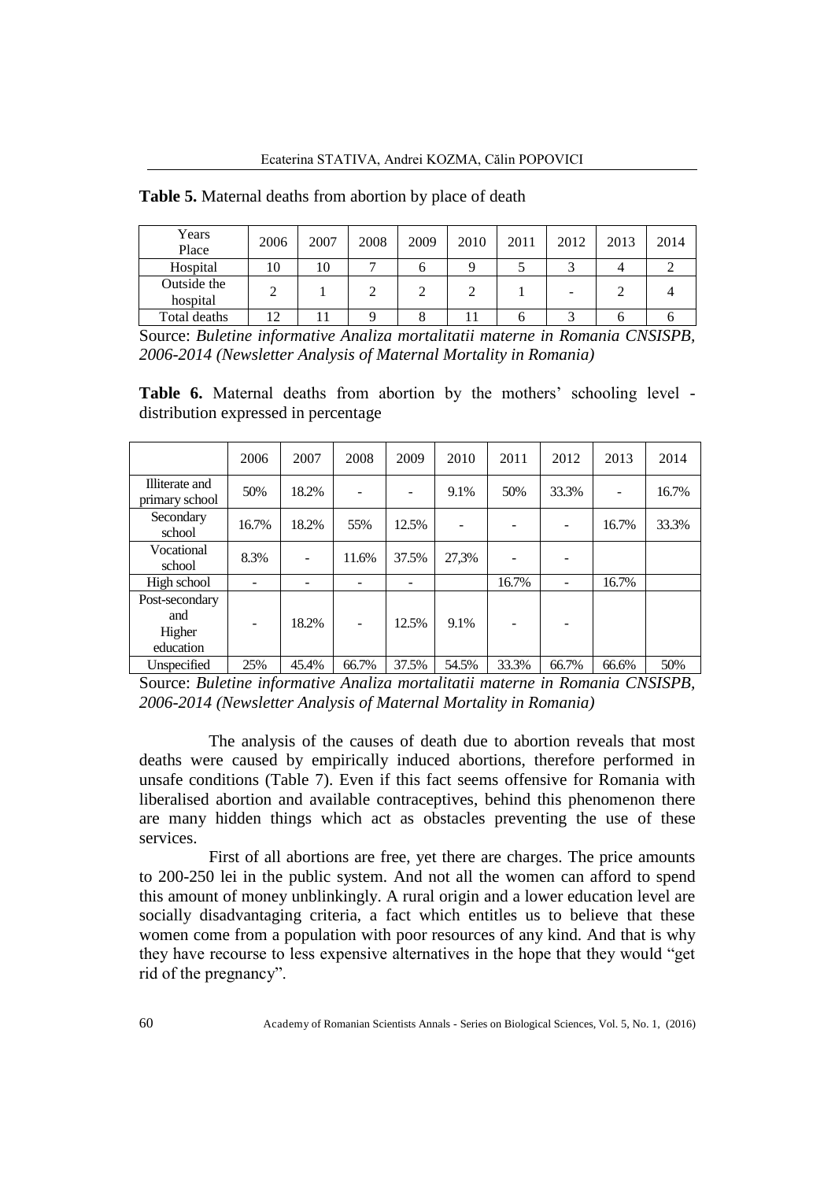**Table 5.** Maternal deaths from abortion by place of death

| Years / Place | 2006 | 2007 | 2008 | 2009 | 2010 | 2011 | 2012 | 2013 | 2014 |
|---|---|---|---|---|---|---|---|---|---|
| Hospital | 10 | 10 | 7 | 6 | 9 | 5 | 3 | 4 | 2 |
| Outside the hospital | 2 | 1 | 2 | 2 | 2 | 1 | - | 2 | 4 |
| Total deaths | 12 | 11 | 9 | 8 | 11 | 6 | 3 | 6 | 6 |

Source: *Buletine informative Analiza mortalitatii materne in Romania CNSISPB, 2006-2014 (Newsletter Analysis of Maternal Mortality in Romania)*

**Table 6.** Maternal deaths from abortion by the mothers' schooling level - distribution expressed in percentage

| | 2006 | 2007 | 2008 | 2009 | 2010 | 2011 | 2012 | 2013 | 2014 |
|---|---|---|---|---|---|---|---|---|---|
| Illiterate and primary school | 50% | 18.2% | - | - | 9.1% | 50% | 33.3% | - | 16.7% |
| Secondary school | 16.7% | 18.2% | 55% | 12.5% | - | - | - | 16.7% | 33.3% |
| Vocational school | 8.3% | - | 11.6% | 37.5% | 27,3% | - | - | | |
| High school | - | - | - | - | | 16.7% | - | 16.7% | |
| Post-secondary and Higher education | - | 18.2% | - | 12.5% | 9.1% | - | - | | |
| Unspecified | 25% | 45.4% | 66.7% | 37.5% | 54.5% | 33.3% | 66.7% | 66.6% | 50% |

Source: *Buletine informative Analiza mortalitatii materne in Romania CNSISPB, 2006-2014 (Newsletter Analysis of Maternal Mortality in Romania)*

The analysis of the causes of death due to abortion reveals that most deaths were caused by empirically induced abortions, therefore performed in unsafe conditions (Table 7). Even if this fact seems offensive for Romania with liberalised abortion and available contraceptives, behind this phenomenon there are many hidden things which act as obstacles preventing the use of these services.

First of all abortions are free, yet there are charges. The price amounts to 200-250 lei in the public system. And not all the women can afford to spend this amount of money unblinkingly. A rural origin and a lower education level are socially disadvantaging criteria, a fact which entitles us to believe that these women come from a population with poor resources of any kind. And that is why they have recourse to less expensive alternatives in the hope that they would "get rid of the pregnancy".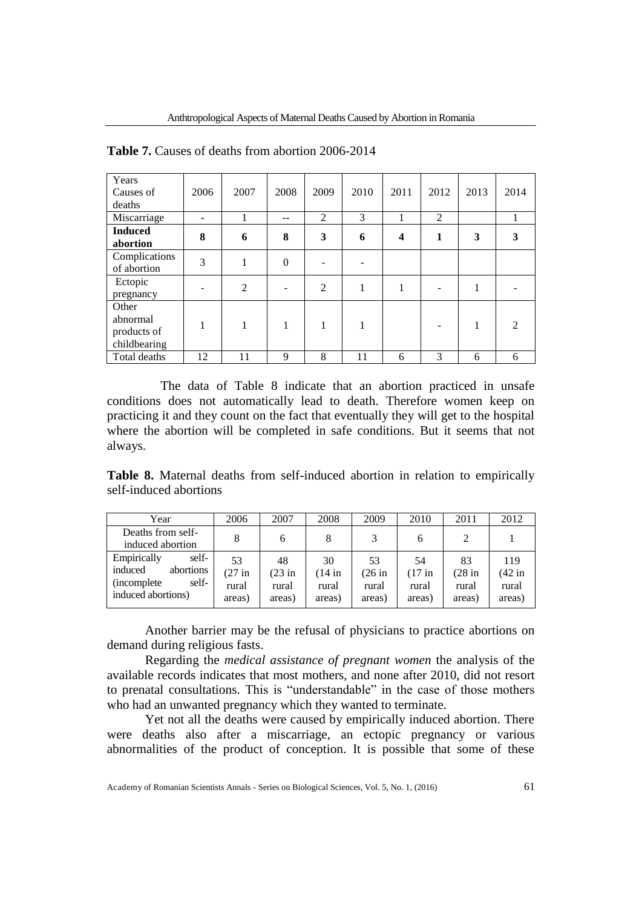**Table 7.** Causes of deaths from abortion 2006-2014

| Years Causes of deaths | 2006 | 2007 | 2008 | 2009 | 2010 | 2011 | 2012 | 2013 | 2014 |
|---|---|---|---|---|---|---|---|---|---|
| Miscarriage | - | 1 | -- | 2 | 3 | 1 | 2 | | 1 |
| **Induced abortion** | **8** | **6** | **8** | **3** | **6** | **4** | **1** | **3** | **3** |
| Complications of abortion | 3 | 1 | 0 | - | - | | | | |
| Ectopic pregnancy | - | 2 | - | 2 | 1 | 1 | - | 1 | - |
| Other abnormal products of childbearing | 1 | 1 | 1 | 1 | 1 | | - | 1 | 2 |
| Total deaths | 12 | 11 | 9 | 8 | 11 | 6 | 3 | 6 | 6 |

The data of Table 8 indicate that an abortion practiced in unsafe conditions does not automatically lead to death. Therefore women keep on practicing it and they count on the fact that eventually they will get to the hospital where the abortion will be completed in safe conditions. But it seems that not always.

**Table 8.** Maternal deaths from self-induced abortion in relation to empirically self-induced abortions

| Year | 2006 | 2007 | 2008 | 2009 | 2010 | 2011 | 2012 |
|---|---|---|---|---|---|---|---|
| Deaths from self-induced abortion | 8 | 6 | 8 | 3 | 6 | 2 | 1 |
| Empirically self-induced abortions (incomplete self-induced abortions) | 53 (27 in rural areas) | 48 (23 in rural areas) | 30 (14 in rural areas) | 53 (26 in rural areas) | 54 (17 in rural areas) | 83 (28 in rural areas) | 119 (42 in rural areas) |

Another barrier may be the refusal of physicians to practice abortions on demand during religious fasts.

Regarding the *medical assistance of pregnant women* the analysis of the available records indicates that most mothers, and none after 2010, did not resort to prenatal consultations. This is "understandable" in the case of those mothers who had an unwanted pregnancy which they wanted to terminate.

Yet not all the deaths were caused by empirically induced abortion. There were deaths also after a miscarriage, an ectopic pregnancy or various abnormalities of the product of conception. It is possible that some of these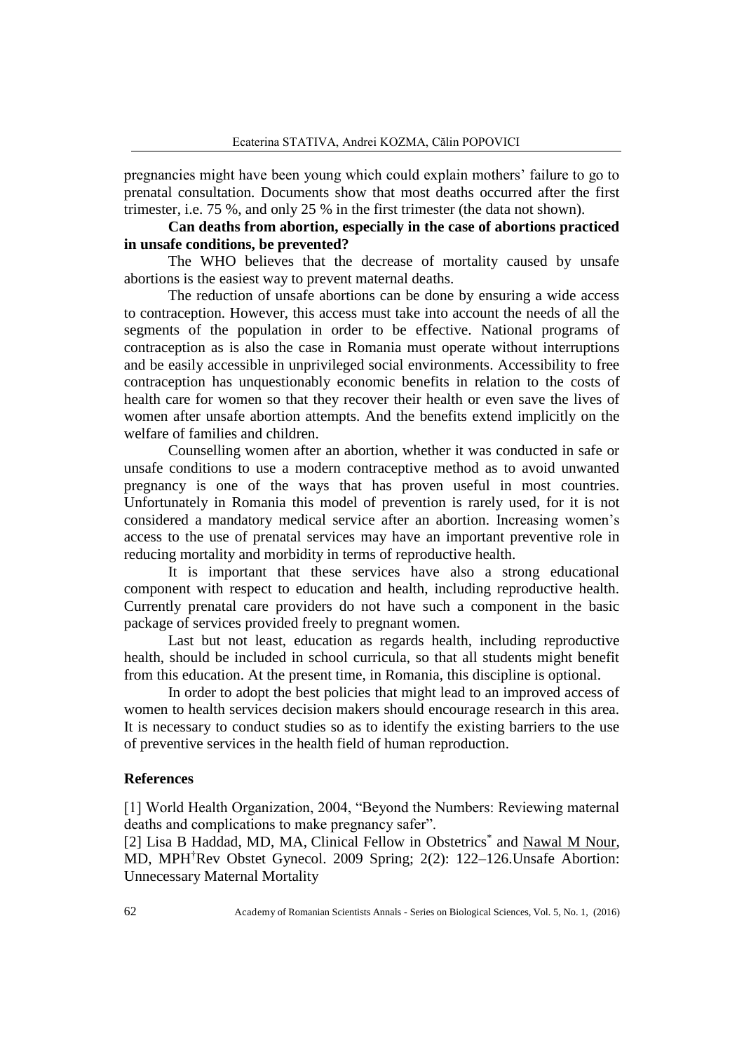pregnancies might have been young which could explain mothers' failure to go to prenatal consultation. Documents show that most deaths occurred after the first trimester, i.e. 75 %, and only 25 % in the first trimester (the data not shown).

**Can deaths from abortion, especially in the case of abortions practiced in unsafe conditions, be prevented?**

The WHO believes that the decrease of mortality caused by unsafe abortions is the easiest way to prevent maternal deaths.

The reduction of unsafe abortions can be done by ensuring a wide access to contraception. However, this access must take into account the needs of all the segments of the population in order to be effective. National programs of contraception as is also the case in Romania must operate without interruptions and be easily accessible in unprivileged social environments. Accessibility to free contraception has unquestionably economic benefits in relation to the costs of health care for women so that they recover their health or even save the lives of women after unsafe abortion attempts. And the benefits extend implicitly on the welfare of families and children.

Counselling women after an abortion, whether it was conducted in safe or unsafe conditions to use a modern contraceptive method as to avoid unwanted pregnancy is one of the ways that has proven useful in most countries. Unfortunately in Romania this model of prevention is rarely used, for it is not considered a mandatory medical service after an abortion. Increasing women's access to the use of prenatal services may have an important preventive role in reducing mortality and morbidity in terms of reproductive health.

It is important that these services have also a strong educational component with respect to education and health, including reproductive health. Currently prenatal care providers do not have such a component in the basic package of services provided freely to pregnant women.

Last but not least, education as regards health, including reproductive health, should be included in school curricula, so that all students might benefit from this education. At the present time, in Romania, this discipline is optional.

In order to adopt the best policies that might lead to an improved access of women to health services decision makers should encourage research in this area. It is necessary to conduct studies so as to identify the existing barriers to the use of preventive services in the health field of human reproduction.

## References

[1] World Health Organization, 2004, "Beyond the Numbers: Reviewing maternal deaths and complications to make pregnancy safer".

[2] Lisa B Haddad, MD, MA, Clinical Fellow in Obstetrics* and Nawal M Nour, MD, MPH† Rev Obstet Gynecol. 2009 Spring; 2(2): 122–126.Unsafe Abortion: Unnecessary Maternal Mortality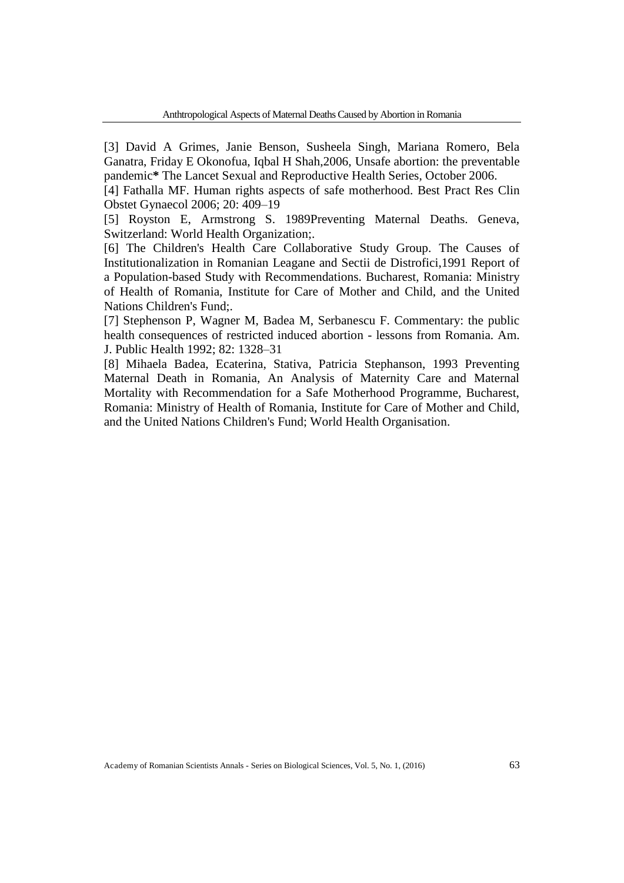[3] David A Grimes, Janie Benson, Susheela Singh, Mariana Romero, Bela Ganatra, Friday E Okonofua, Iqbal H Shah,2006, Unsafe abortion: the preventable pandemic**\*** The Lancet Sexual and Reproductive Health Series, October 2006.

[4] Fathalla MF. Human rights aspects of safe motherhood. Best Pract Res Clin Obstet Gynaecol 2006; 20: 409–19

[5] Royston E, Armstrong S. 1989Preventing Maternal Deaths. Geneva, Switzerland: World Health Organization;.

[6] The Children's Health Care Collaborative Study Group. The Causes of Institutionalization in Romanian Leagane and Sectii de Distrofici,1991 Report of a Population-based Study with Recommendations. Bucharest, Romania: Ministry of Health of Romania, Institute for Care of Mother and Child, and the United Nations Children's Fund;.

[7] Stephenson P, Wagner M, Badea M, Serbanescu F. Commentary: the public health consequences of restricted induced abortion - lessons from Romania. Am. J. Public Health 1992; 82: 1328–31

[8] Mihaela Badea, Ecaterina, Stativa, Patricia Stephanson, 1993 Preventing Maternal Death in Romania, An Analysis of Maternity Care and Maternal Mortality with Recommendation for a Safe Motherhood Programme, Bucharest, Romania: Ministry of Health of Romania, Institute for Care of Mother and Child, and the United Nations Children's Fund; World Health Organisation.